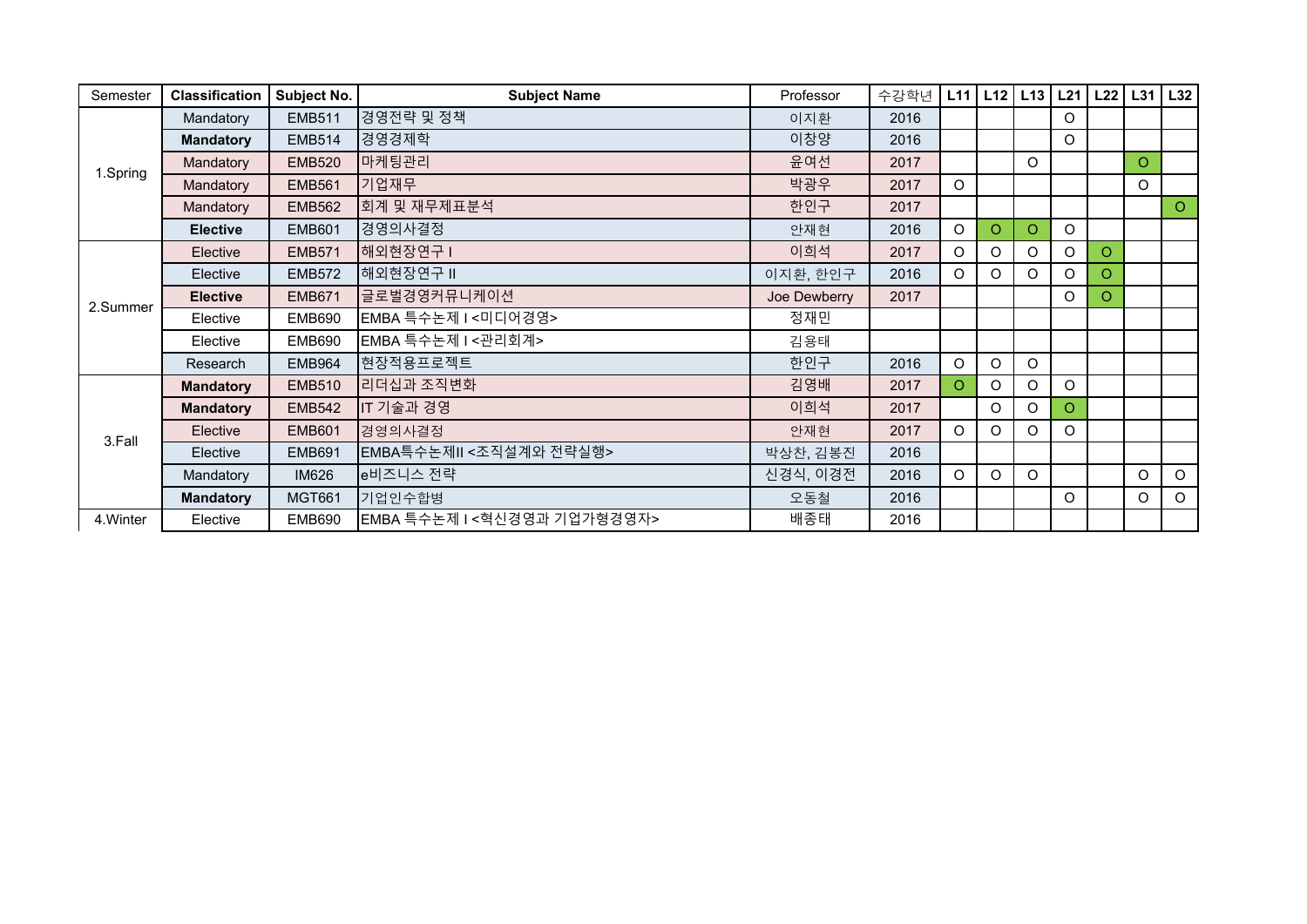| Semester | Classification | Subject No. | Subject Name | Professor | 수강학년 | L11 | L12 | L13 | L21 | L22 | L31 | L32 |
|---|---|---|---|---|---|---|---|---|---|---|---|---|
| 1.Spring | Mandatory | EMB511 | 경영전략 및 정책 | 이지환 | 2016 | | | | O | | | |
| | **Mandatory** | EMB514 | 경영경제학 | 이창양 | 2016 | | | | O | | | |
| | Mandatory | EMB520 | 마케팅관리 | 윤여선 | 2017 | | | O | | | O | |
| | Mandatory | EMB561 | 기업재무 | 박광우 | 2017 | O | | | | | O | |
| | Mandatory | EMB562 | 회계 및 재무제표분석 | 한인구 | 2017 | | | | | | | O |
| | **Elective** | EMB601 | 경영의사결정 | 안재현 | 2016 | O | O | O | O | | | |
| 2.Summer | Elective | EMB571 | 해외현장연구 I | 이희석 | 2017 | O | O | O | O | O | | |
| | Elective | EMB572 | 해외현장연구 II | 이지환, 한인구 | 2016 | O | O | O | O | O | | |
| | **Elective** | EMB671 | 글로벌경영커뮤니케이션 | Joe Dewberry | 2017 | | | | O | O | | |
| | Elective | EMB690 | EMBA 특수논제 I <미디어경영> | 정재민 | | | | | | | | |
| | Elective | EMB690 | EMBA 특수논제 I <관리회계> | 김용태 | | | | | | | | |
| | Research | EMB964 | 현장적용프로젝트 | 한인구 | 2016 | O | O | O | | | | |
| 3.Fall | **Mandatory** | EMB510 | 리더십과 조직변화 | 김영배 | 2017 | O | O | O | O | | | |
| | **Mandatory** | EMB542 | IT 기술과 경영 | 이희석 | 2017 | | O | O | O | | | |
| | Elective | EMB601 | 경영의사결정 | 안재현 | 2017 | O | O | O | O | | | |
| | Elective | EMB691 | EMBA특수논제II <조직설계와 전략실행> | 박상찬, 김봉진 | 2016 | | | | | | | |
| | Mandatory | IM626 | e비즈니스 전략 | 신경식, 이경전 | 2016 | O | O | O | | | O | O |
| | **Mandatory** | MGT661 | 기업인수합병 | 오동철 | 2016 | | | | O | | O | O |
| 4.Winter | Elective | EMB690 | EMBA 특수논제 I <혁신경영과 기업가형경영자> | 배종태 | 2016 | | | | | | | |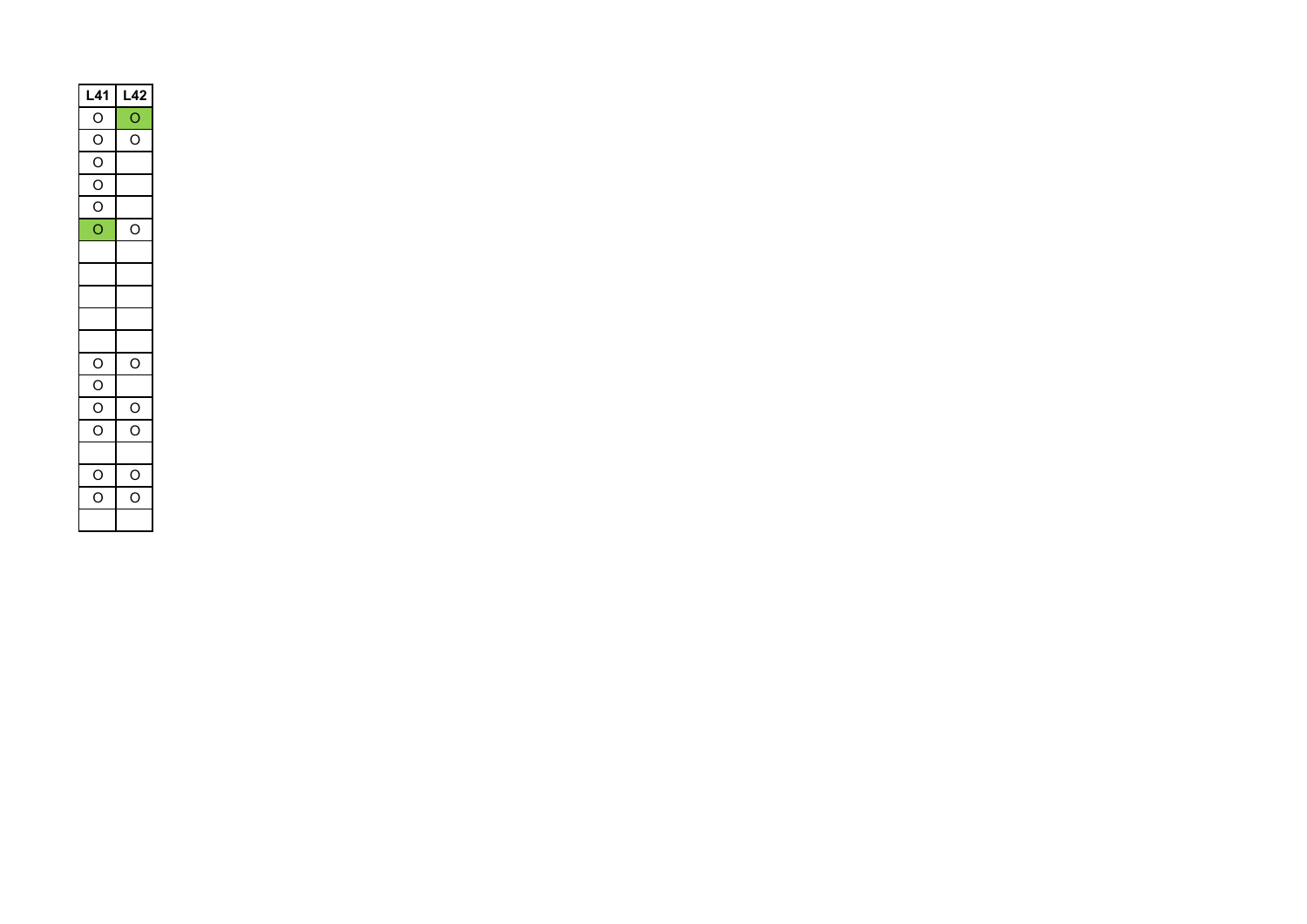| L41 | L42 |
| --- | --- |
| O | O |
| O | O |
| O | |
| O | |
| O | |
| O | O |
| | |
| | |
| | |
| | |
| | |
| O | O |
| O | |
| O | O |
| O | O |
| | |
| O | O |
| O | O |
| | |